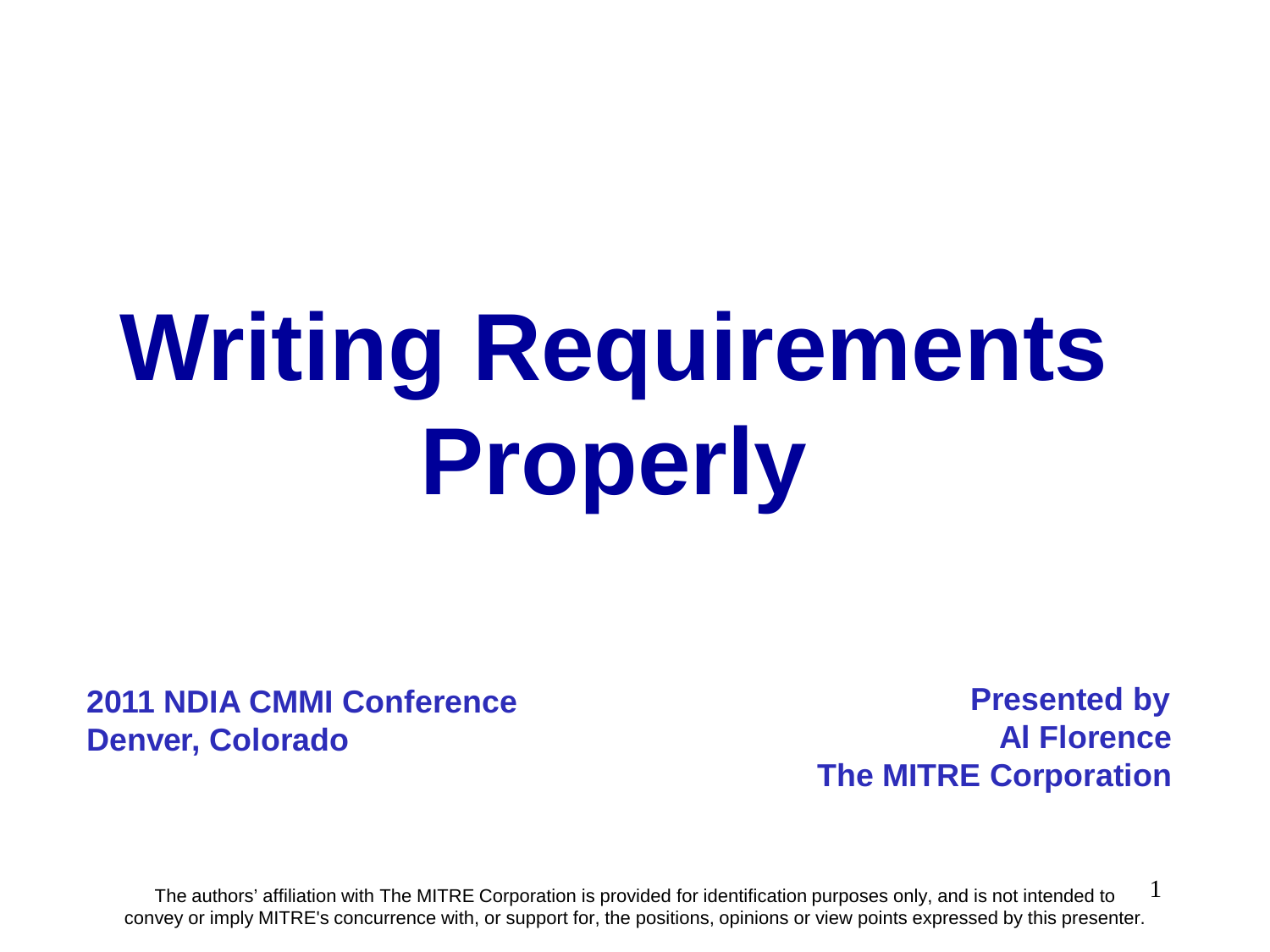# Writing Requirements Properly

**2011 NDIA CMMI Conference**
**Denver, Colorado**

**Presented by**
**Al Florence**
**The MITRE Corporation**

The authors' affiliation with The MITRE Corporation is provided for identification purposes only, and is not intended to convey or imply MITRE's concurrence with, or support for, the positions, opinions or view points expressed by this presenter.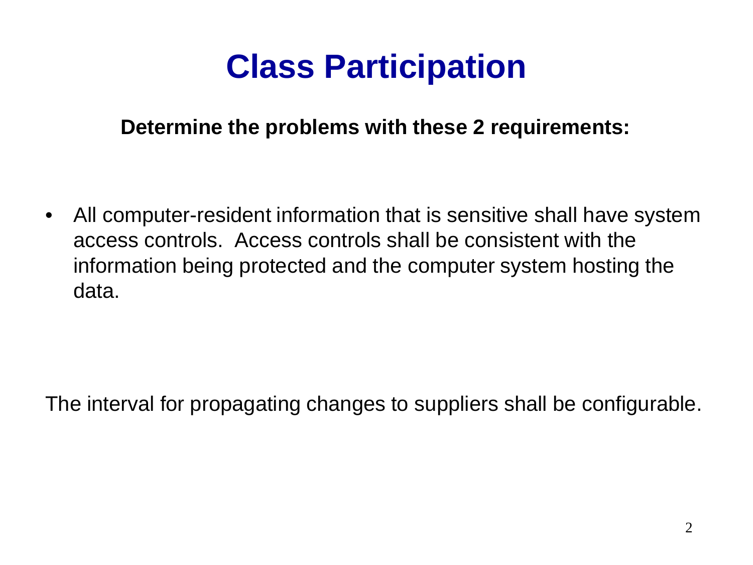# Class Participation

**Determine the problems with these 2 requirements:**

- All computer-resident information that is sensitive shall have system access controls. Access controls shall be consistent with the information being protected and the computer system hosting the data.

The interval for propagating changes to suppliers shall be configurable.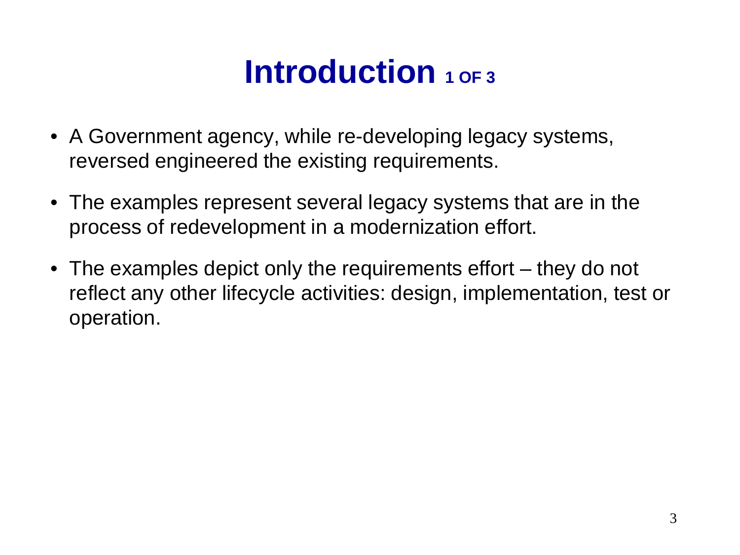# Introduction 1 OF 3

- A Government agency, while re-developing legacy systems, reversed engineered the existing requirements.
- The examples represent several legacy systems that are in the process of redevelopment in a modernization effort.
- The examples depict only the requirements effort – they do not reflect any other lifecycle activities: design, implementation, test or operation.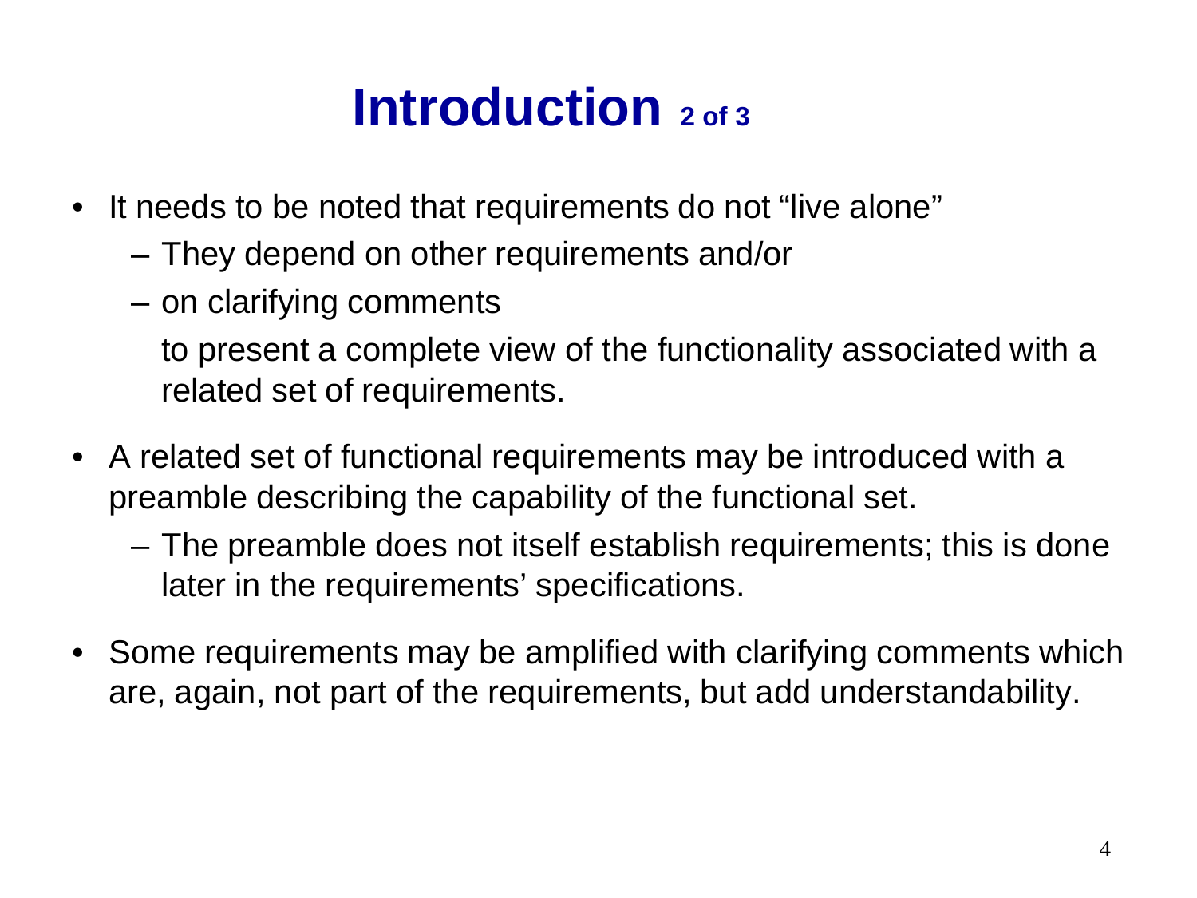# Introduction 2 of 3

- It needs to be noted that requirements do not “live alone”
  - They depend on other requirements and/or
  - on clarifying comments

    to present a complete view of the functionality associated with a related set of requirements.

- A related set of functional requirements may be introduced with a preamble describing the capability of the functional set.
  - The preamble does not itself establish requirements; this is done later in the requirements’ specifications.

- Some requirements may be amplified with clarifying comments which are, again, not part of the requirements, but add understandability.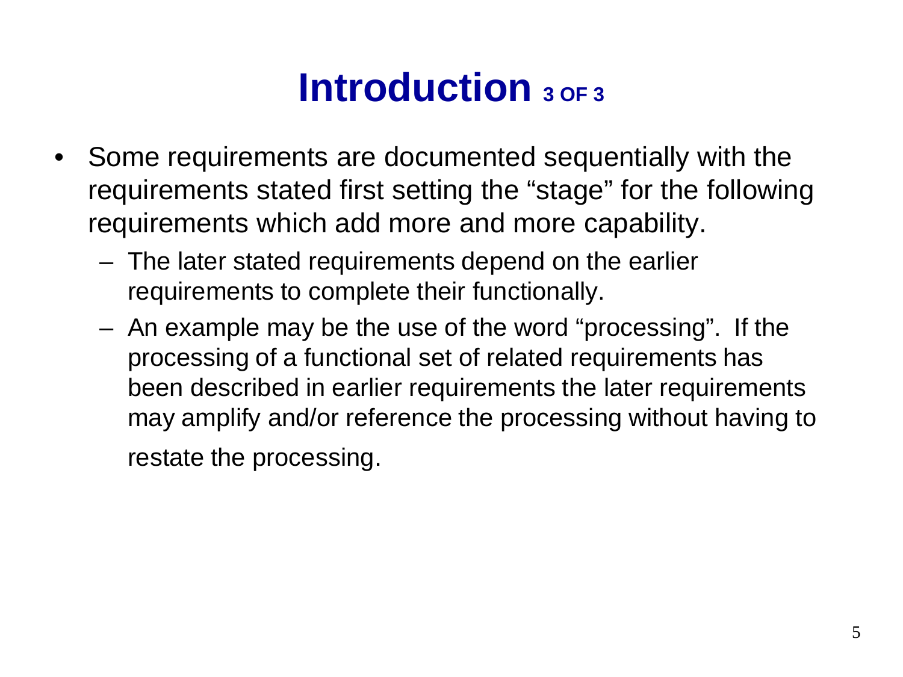# Introduction 3 OF 3

- Some requirements are documented sequentially with the requirements stated first setting the "stage" for the following requirements which add more and more capability.
  - The later stated requirements depend on the earlier requirements to complete their functionally.
  - An example may be the use of the word "processing". If the processing of a functional set of related requirements has been described in earlier requirements the later requirements may amplify and/or reference the processing without having to restate the processing.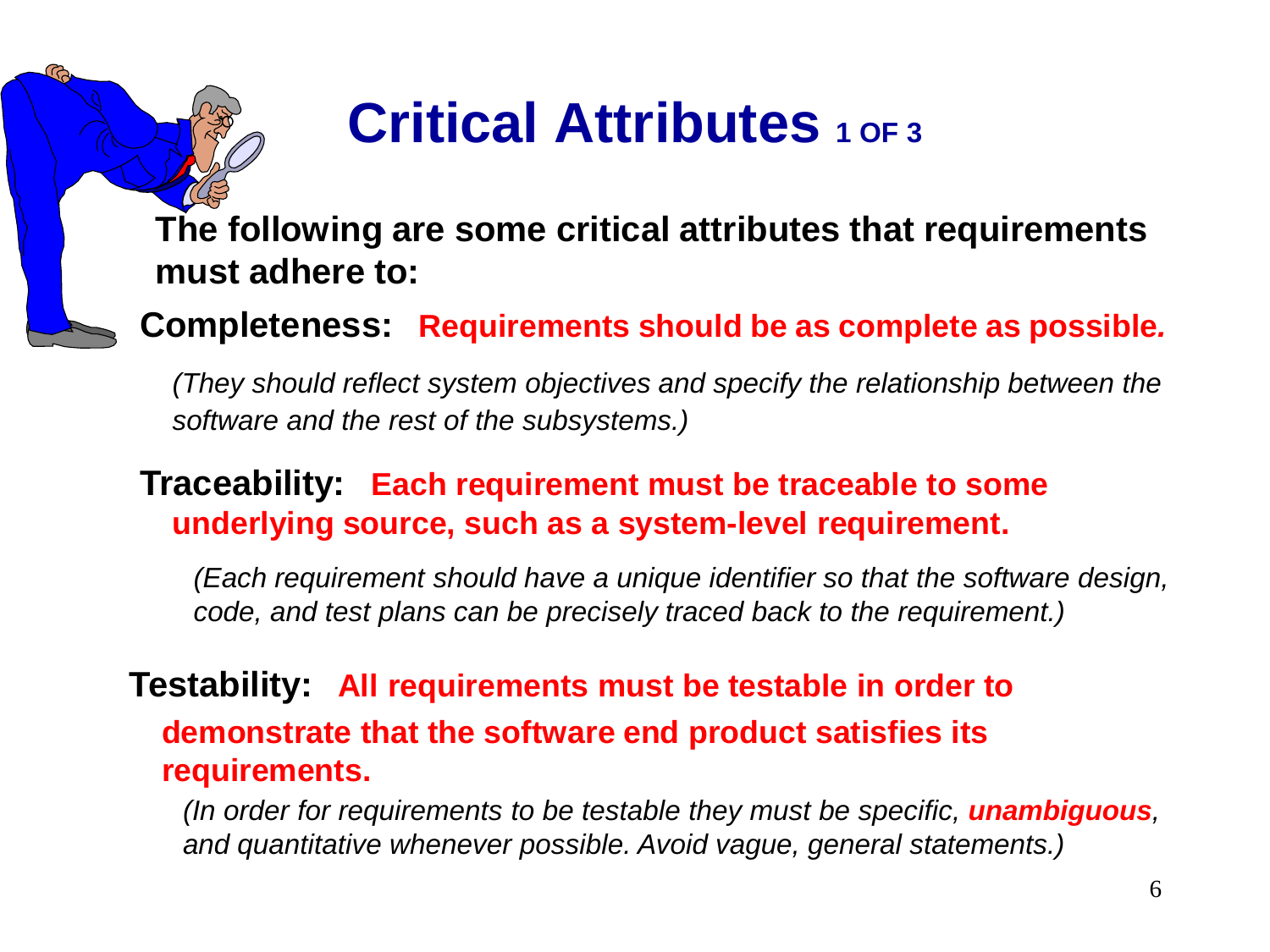# Critical Attributes 1 OF 3

**The following are some critical attributes that requirements must adhere to:**

**Completeness: Requirements should be as complete as possible.**

*(They should reflect system objectives and specify the relationship between the software and the rest of the subsystems.)*

**Traceability: Each requirement must be traceable to some underlying source, such as a system-level requirement.**

*(Each requirement should have a unique identifier so that the software design, code, and test plans can be precisely traced back to the requirement.)*

**Testability: All requirements must be testable in order to demonstrate that the software end product satisfies its requirements.**

*(In order for requirements to be testable they must be specific, **unambiguous**, and quantitative whenever possible. Avoid vague, general statements.)*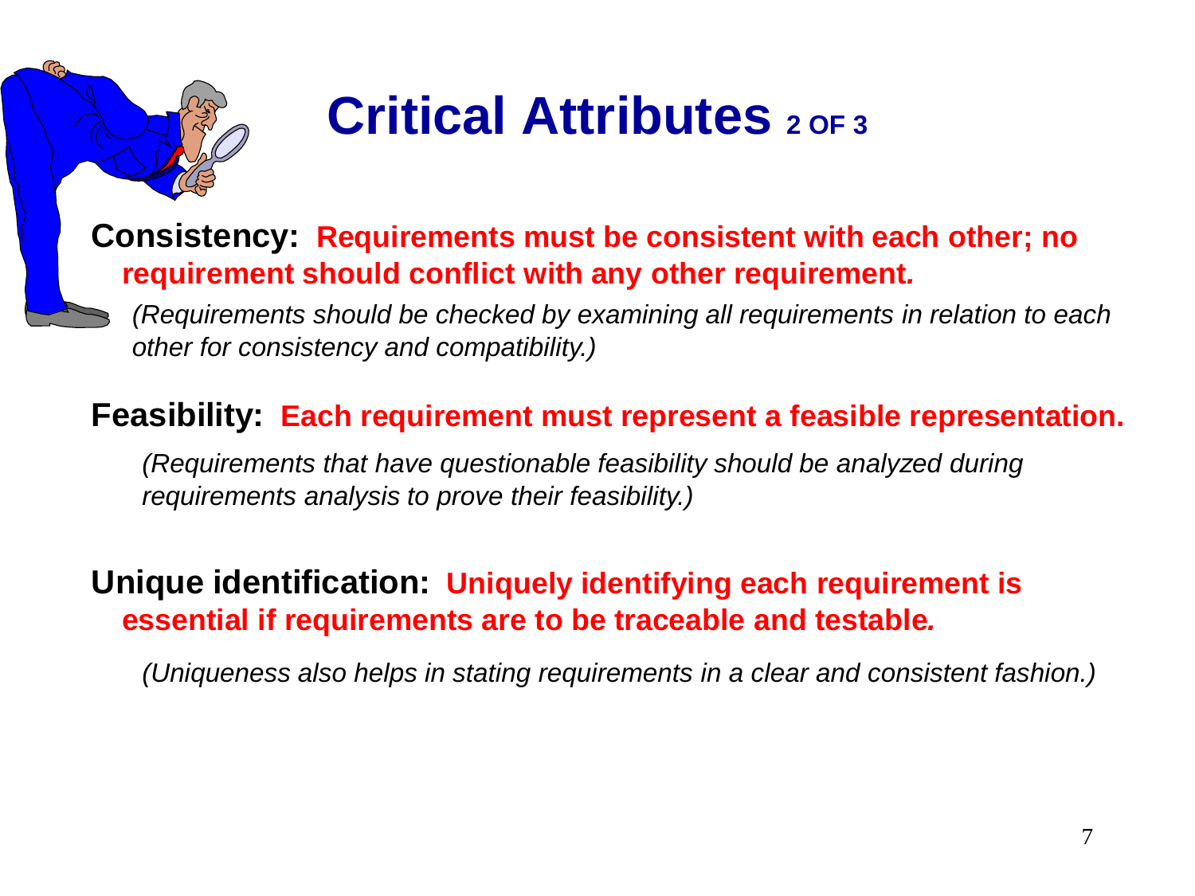# Critical Attributes 2 OF 3

**Consistency:** **Requirements must be consistent with each other; no requirement should conflict with any other requirement.**

*(Requirements should be checked by examining all requirements in relation to each other for consistency and compatibility.)*

**Feasibility:** **Each requirement must represent a feasible representation.**

*(Requirements that have questionable feasibility should be analyzed during requirements analysis to prove their feasibility.)*

**Unique identification:** **Uniquely identifying each requirement is essential if requirements are to be traceable and testable.**

*(Uniqueness also helps in stating requirements in a clear and consistent fashion.)*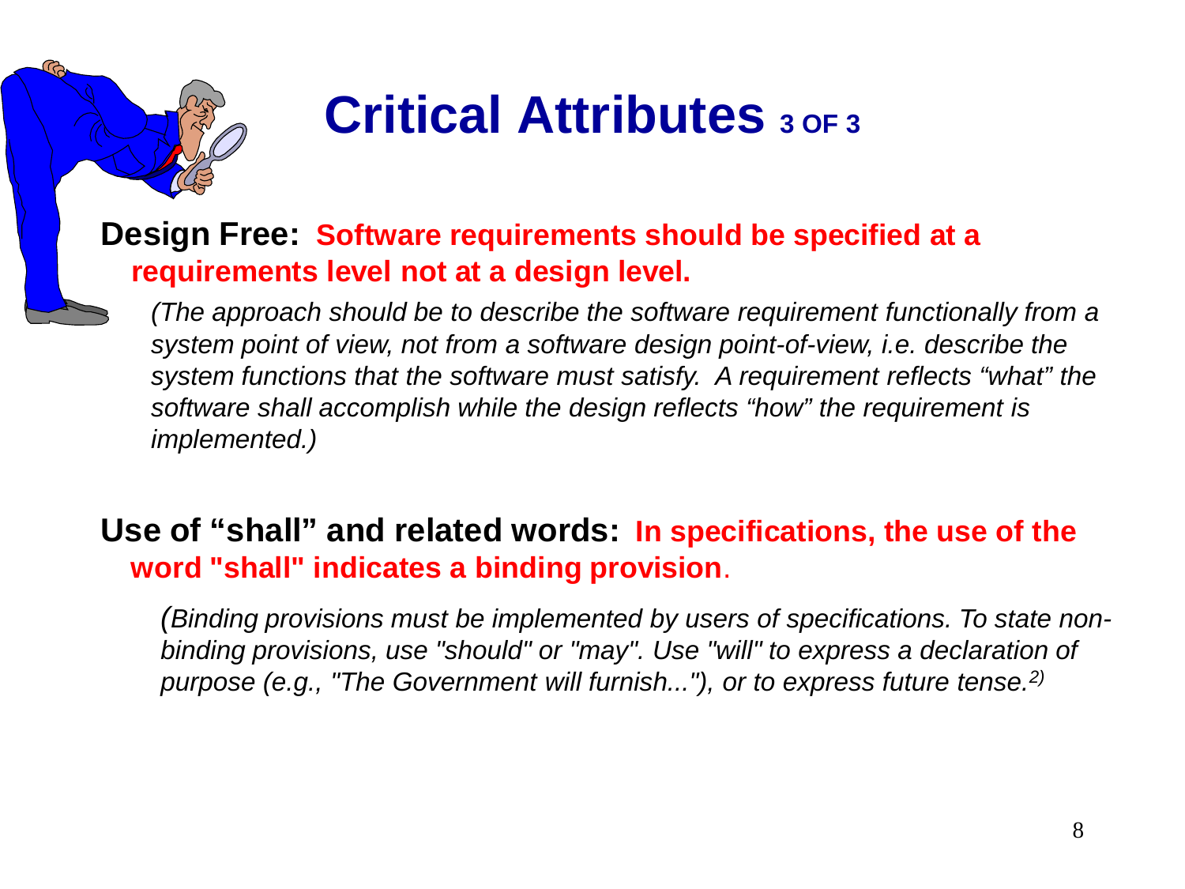# Critical Attributes 3 OF 3

**Design Free:** **Software requirements should be specified at a requirements level not at a design level.**

*(The approach should be to describe the software requirement functionally from a system point of view, not from a software design point-of-view, i.e. describe the system functions that the software must satisfy. A requirement reflects "what" the software shall accomplish while the design reflects "how" the requirement is implemented.)*

**Use of "shall" and related words:** **In specifications, the use of the word "shall" indicates a binding provision**.

*(Binding provisions must be implemented by users of specifications. To state non-binding provisions, use "should" or "may". Use "will" to express a declaration of purpose (e.g., "The Government will furnish..."), or to express future tense.[2)]*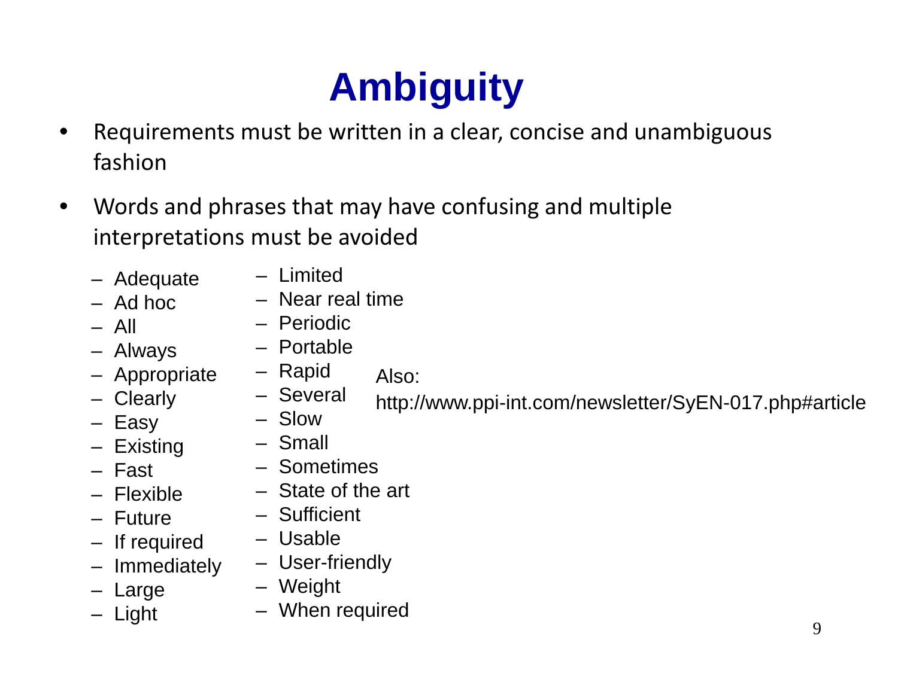# Ambiguity

- Requirements must be written in a clear, concise and unambiguous fashion
- Words and phrases that may have confusing and multiple interpretations must be avoided
  - Adequate
  - Ad hoc
  - All
  - Always
  - Appropriate
  - Clearly
  - Easy
  - Existing
  - Fast
  - Flexible
  - Future
  - If required
  - Immediately
  - Large
  - Light
  - Limited
  - Near real time
  - Periodic
  - Portable
  - Rapid
  - Several
  - Slow
  - Small
  - Sometimes
  - State of the art
  - Sufficient
  - Usable
  - User-friendly
  - Weight
  - When required

Also:

http://www.ppi-int.com/newsletter/SyEN-017.php#article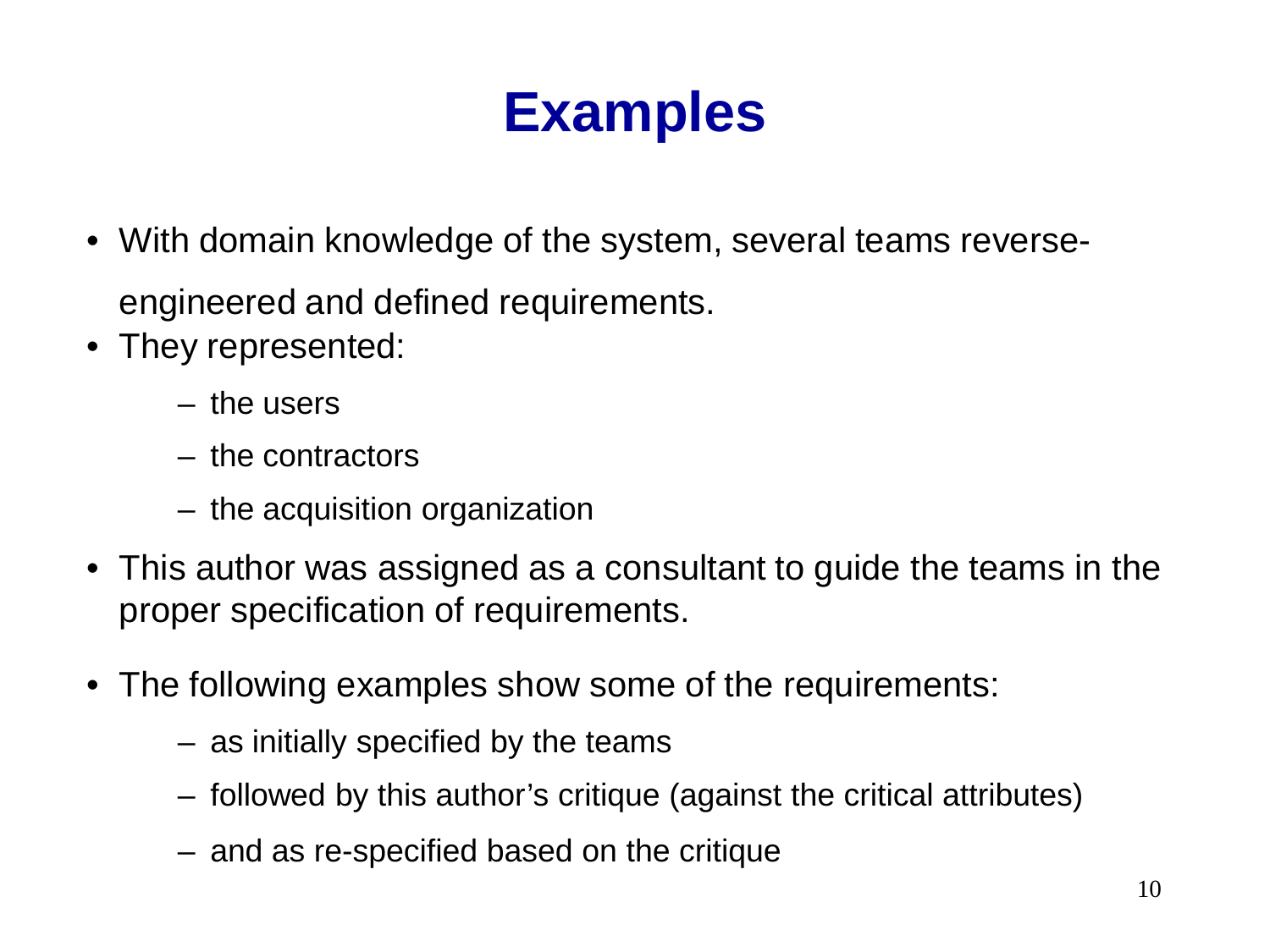# Examples

- With domain knowledge of the system, several teams reverse-engineered and defined requirements.
- They represented:
  - the users
  - the contractors
  - the acquisition organization
- This author was assigned as a consultant to guide the teams in the proper specification of requirements.
- The following examples show some of the requirements:
  - as initially specified by the teams
  - followed by this author's critique (against the critical attributes)
  - and as re-specified based on the critique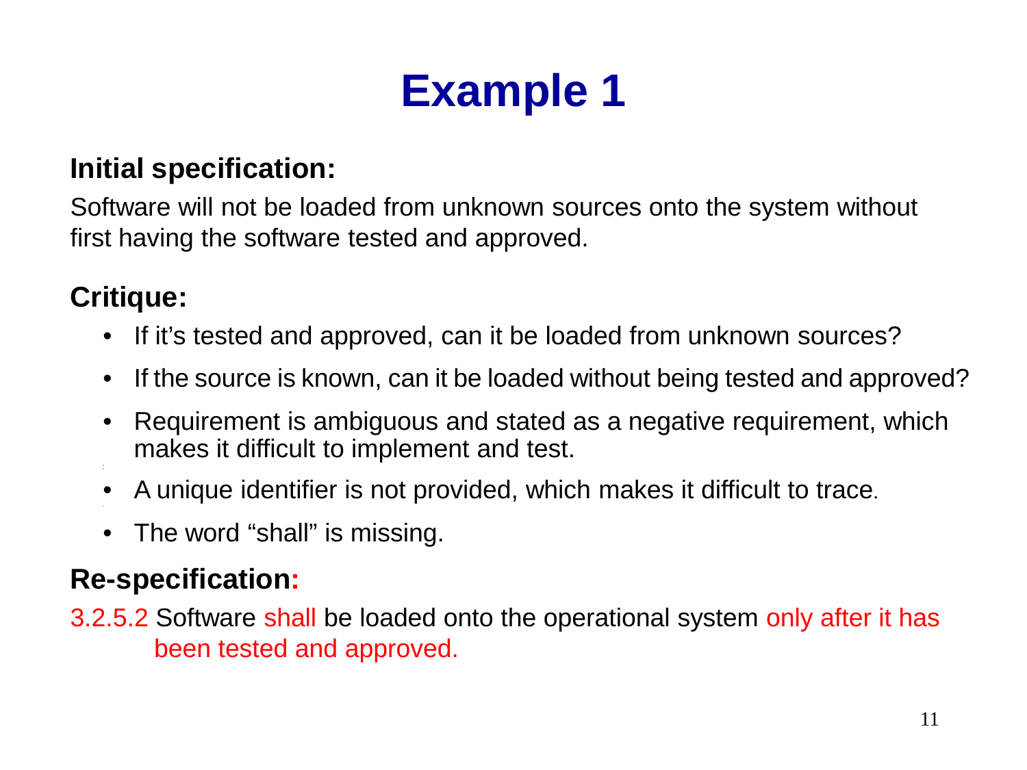# Example 1

**Initial specification:**

Software will not be loaded from unknown sources onto the system without first having the software tested and approved.

**Critique:**

- If it's tested and approved, can it be loaded from unknown sources?
- If the source is known, can it be loaded without being tested and approved?
- Requirement is ambiguous and stated as a negative requirement, which makes it difficult to implement and test.
- A unique identifier is not provided, which makes it difficult to trace.
- The word "shall" is missing.

**Re-specification:**

3.2.5.2 Software shall be loaded onto the operational system only after it has been tested and approved.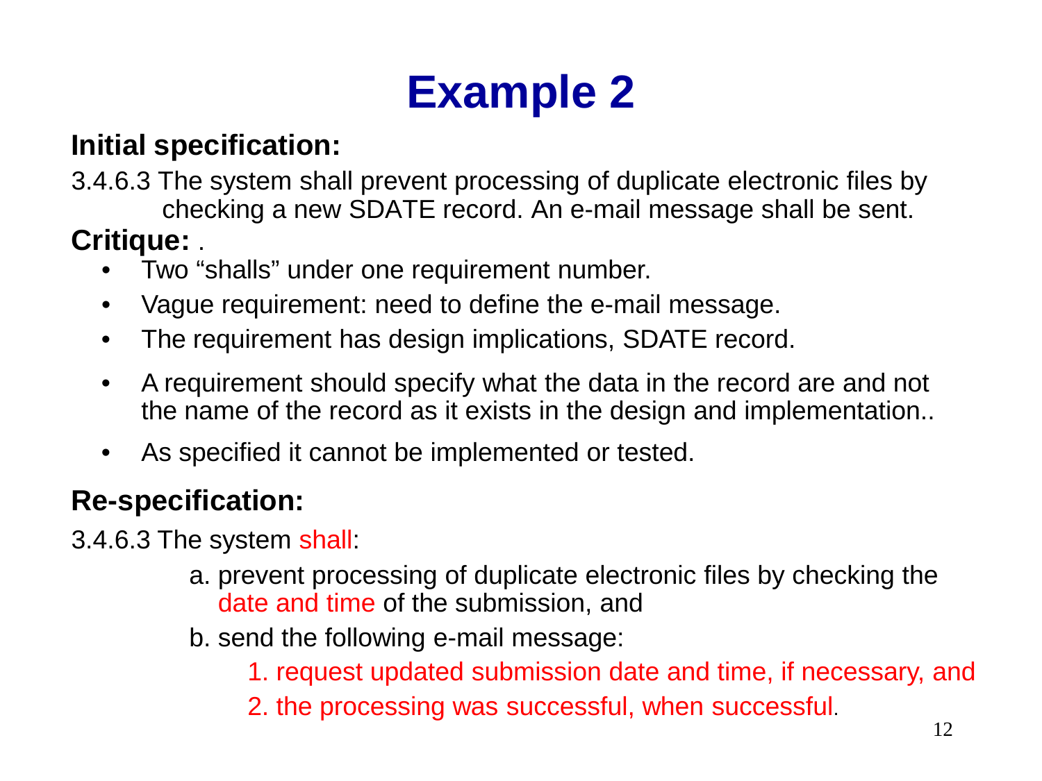# Example 2

**Initial specification:**

3.4.6.3 The system shall prevent processing of duplicate electronic files by checking a new SDATE record. An e-mail message shall be sent.

**Critique:** .

- Two "shalls" under one requirement number.
- Vague requirement: need to define the e-mail message.
- The requirement has design implications, SDATE record.
- A requirement should specify what the data in the record are and not the name of the record as it exists in the design and implementation..
- As specified it cannot be implemented or tested.

**Re-specification:**

3.4.6.3 The system shall:

a. prevent processing of duplicate electronic files by checking the date and time of the submission, and

b. send the following e-mail message:

1. request updated submission date and time, if necessary, and
2. the processing was successful, when successful.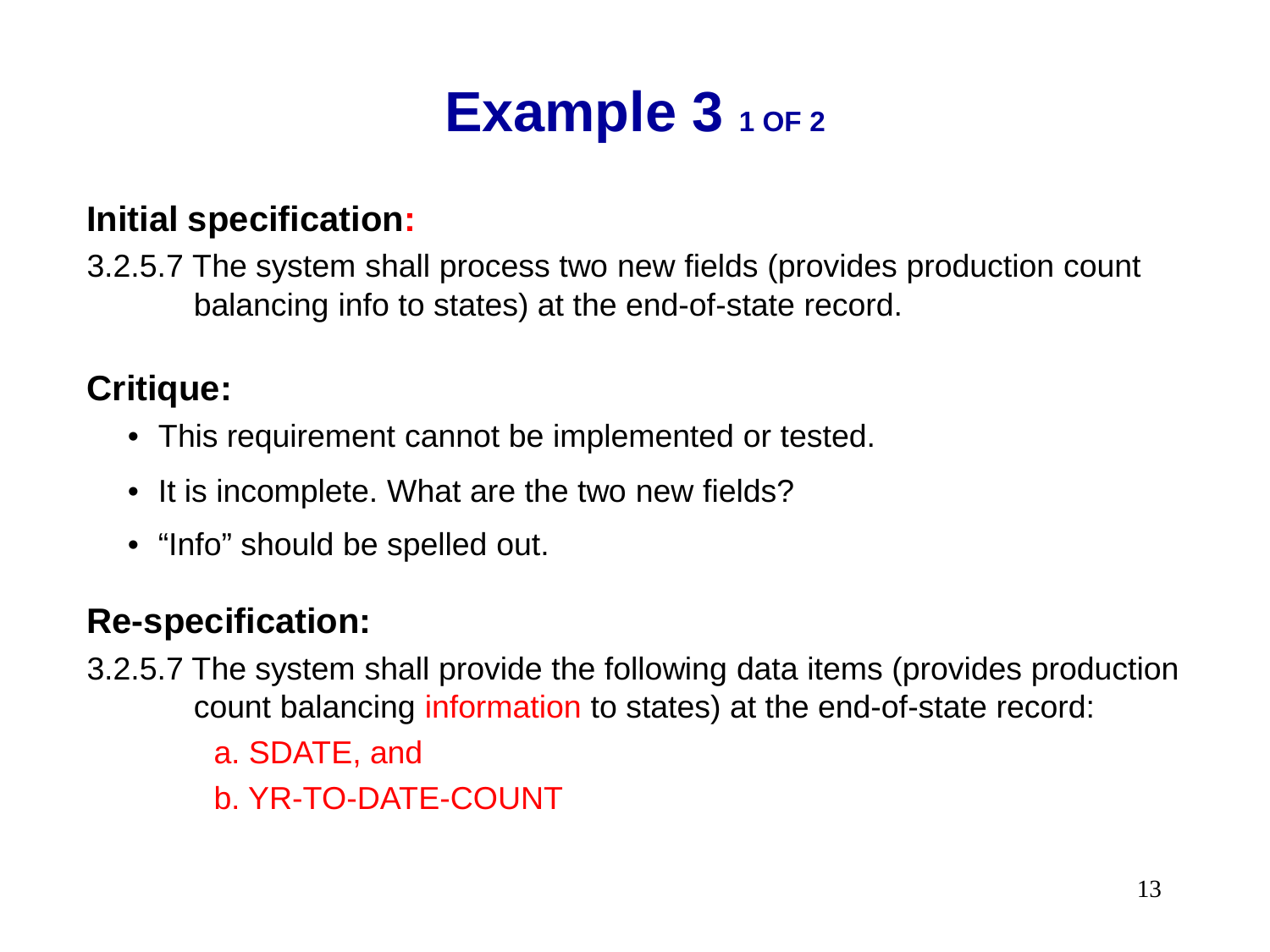# Example 3 1 OF 2

**Initial specification:**

3.2.5.7 The system shall process two new fields (provides production count balancing info to states) at the end-of-state record.

**Critique:**

- This requirement cannot be implemented or tested.
- It is incomplete. What are the two new fields?
- "Info" should be spelled out.

**Re-specification:**

3.2.5.7 The system shall provide the following data items (provides production count balancing information to states) at the end-of-state record:

a. SDATE, and

b. YR-TO-DATE-COUNT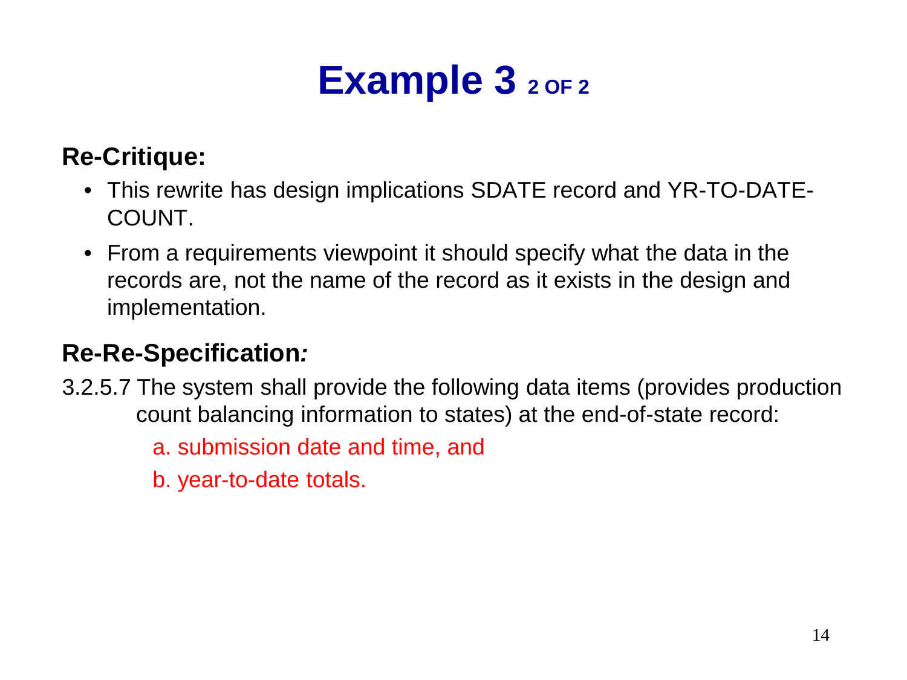# Example 3 2 OF 2

**Re-Critique:**

- This rewrite has design implications SDATE record and YR-TO-DATE-COUNT.
- From a requirements viewpoint it should specify what the data in the records are, not the name of the record as it exists in the design and implementation.

**Re-Re-Specification*:***

3.2.5.7 The system shall provide the following data items (provides production count balancing information to states) at the end-of-state record:

a. submission date and time, and

b. year-to-date totals.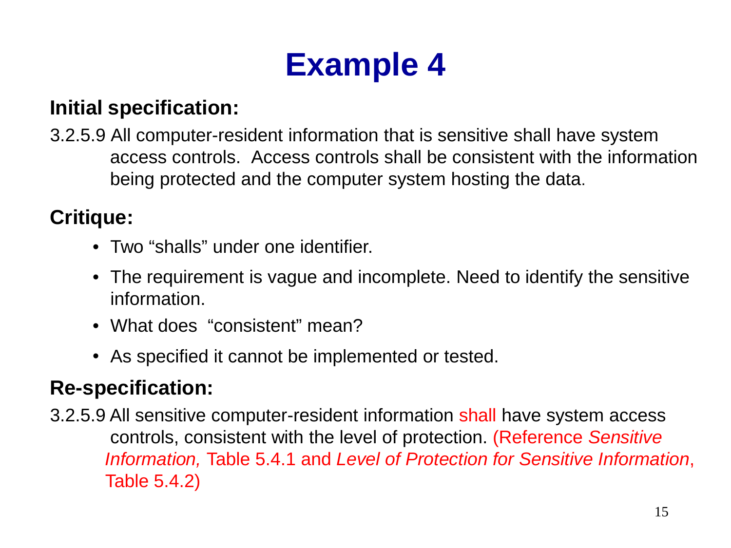# Example 4

**Initial specification:**

3.2.5.9 All computer-resident information that is sensitive shall have system access controls. Access controls shall be consistent with the information being protected and the computer system hosting the data.

**Critique:**

- Two “shalls” under one identifier.
- The requirement is vague and incomplete. Need to identify the sensitive information.
- What does “consistent” mean?
- As specified it cannot be implemented or tested.

**Re-specification:**

3.2.5.9 All sensitive computer-resident information shall have system access controls, consistent with the level of protection. (Reference *Sensitive Information,* Table 5.4.1 and *Level of Protection for Sensitive Information*, Table 5.4.2)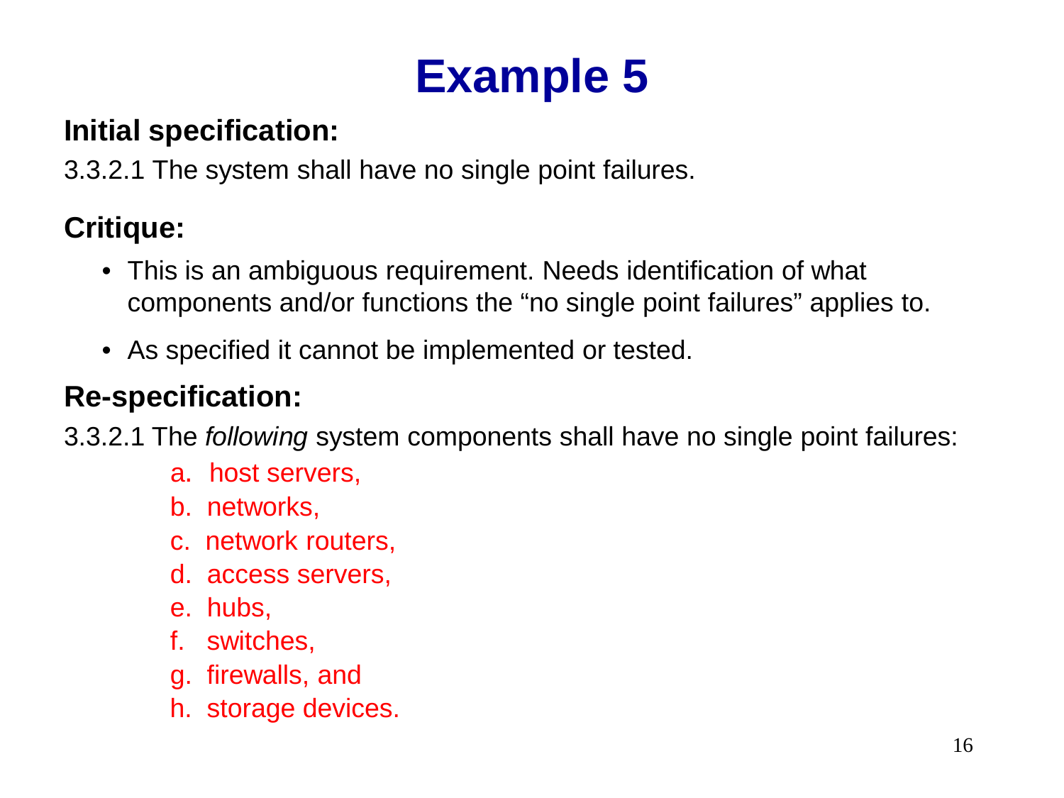# Example 5

**Initial specification:**

3.3.2.1 The system shall have no single point failures.

**Critique:**

- This is an ambiguous requirement. Needs identification of what components and/or functions the “no single point failures” applies to.
- As specified it cannot be implemented or tested.

**Re-specification:**

3.3.2.1 The *following* system components shall have no single point failures:

a. host servers,
b. networks,
c. network routers,
d. access servers,
e. hubs,
f. switches,
g. firewalls, and
h. storage devices.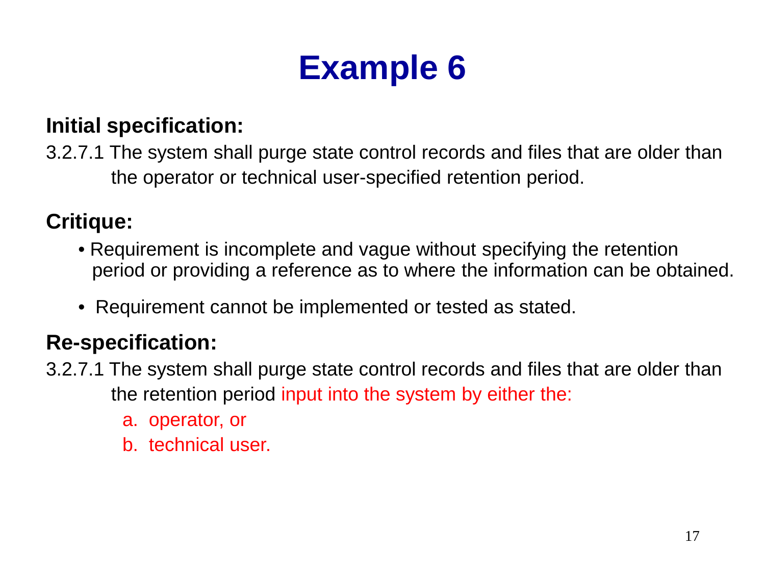# Example 6

**Initial specification:**

3.2.7.1 The system shall purge state control records and files that are older than the operator or technical user-specified retention period.

**Critique:**

- Requirement is incomplete and vague without specifying the retention period or providing a reference as to where the information can be obtained.
- Requirement cannot be implemented or tested as stated.

**Re-specification:**

3.2.7.1 The system shall purge state control records and files that are older than the retention period input into the system by either the:

a. operator, or
b. technical user.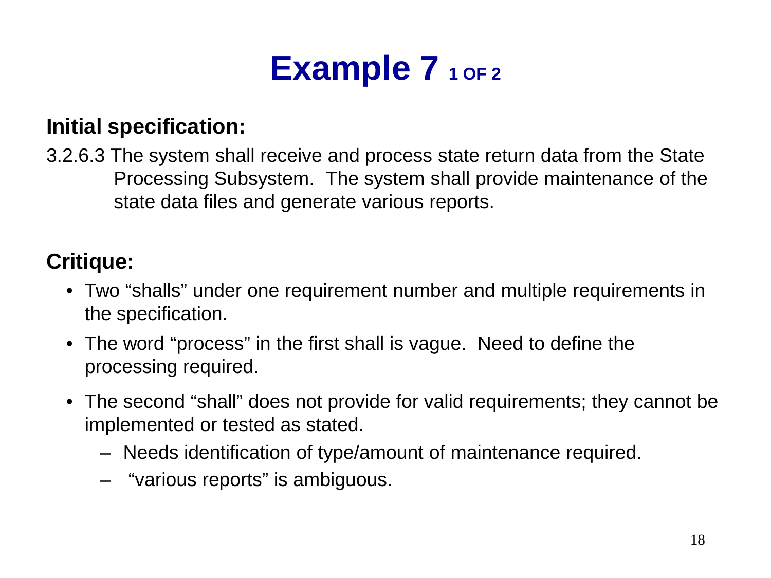# Example 7 1 OF 2

**Initial specification:**

3.2.6.3 The system shall receive and process state return data from the State Processing Subsystem. The system shall provide maintenance of the state data files and generate various reports.

**Critique:**

- Two “shalls” under one requirement number and multiple requirements in the specification.
- The word “process” in the first shall is vague. Need to define the processing required.
- The second “shall” does not provide for valid requirements; they cannot be implemented or tested as stated.
  - Needs identification of type/amount of maintenance required.
  - “various reports” is ambiguous.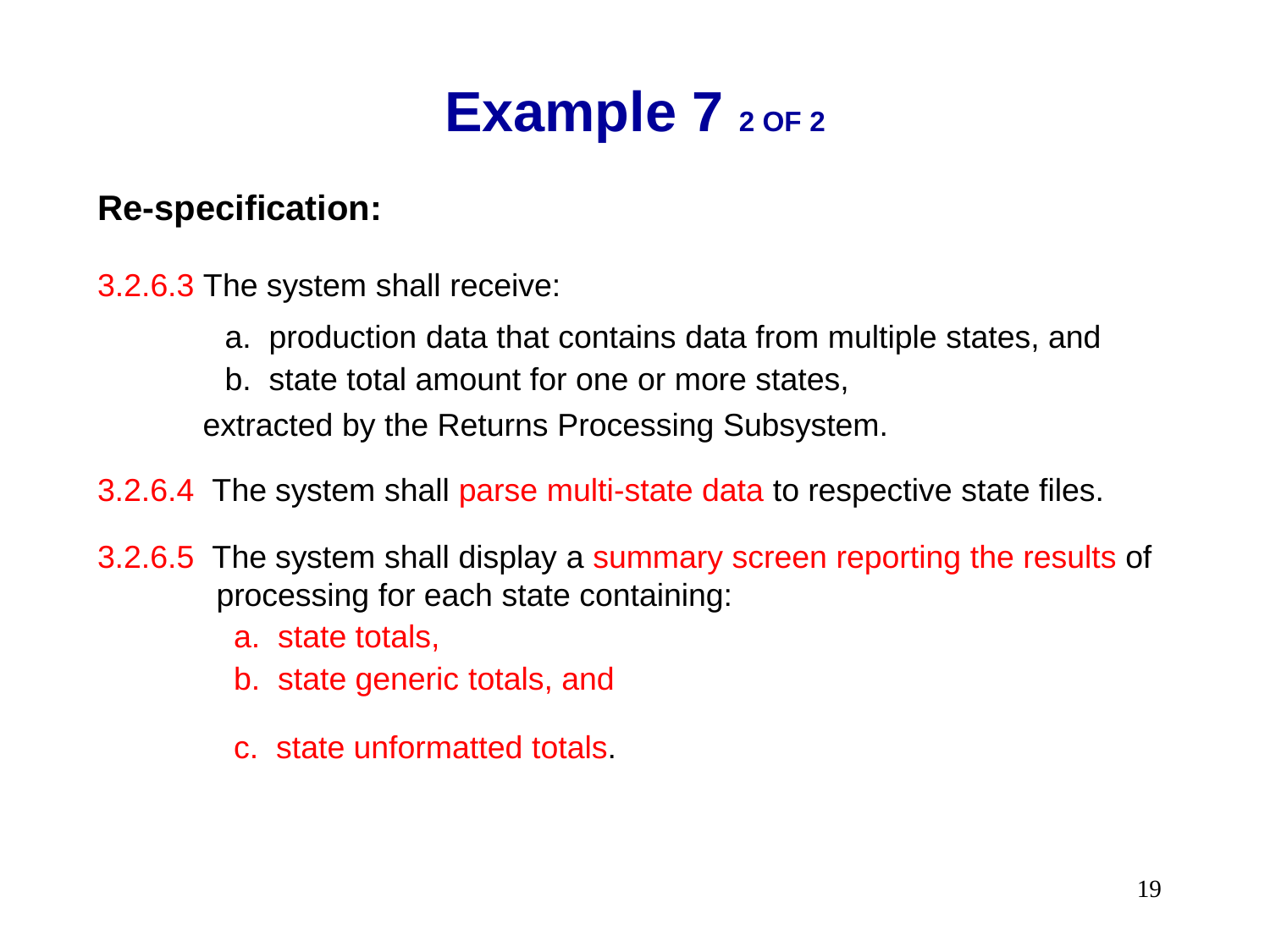# Example 7 2 OF 2

**Re-specification:**

3.2.6.3 The system shall receive:

  a. production data that contains data from multiple states, and
  b. state total amount for one or more states,

extracted by the Returns Processing Subsystem.

3.2.6.4 The system shall parse multi-state data to respective state files.

3.2.6.5 The system shall display a summary screen reporting the results of processing for each state containing:

  a. state totals,
  b. state generic totals, and
  c. state unformatted totals.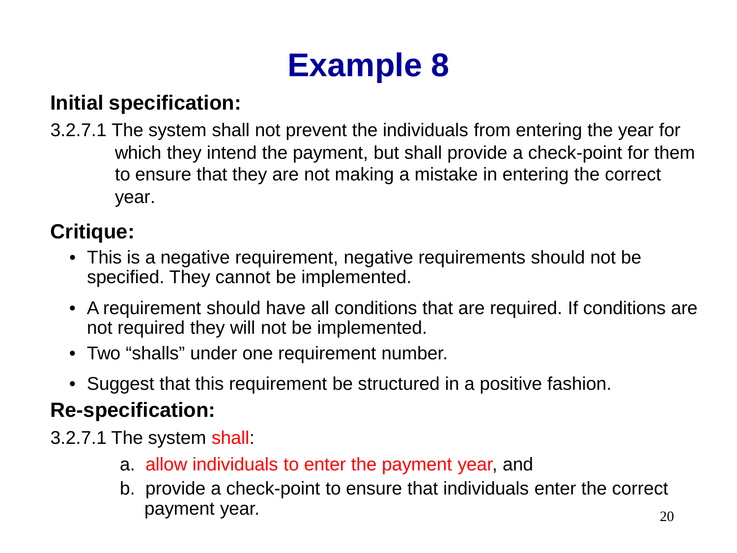# Example 8

**Initial specification:**

3.2.7.1 The system shall not prevent the individuals from entering the year for which they intend the payment, but shall provide a check-point for them to ensure that they are not making a mistake in entering the correct year.

**Critique:**

- This is a negative requirement, negative requirements should not be specified. They cannot be implemented.
- A requirement should have all conditions that are required. If conditions are not required they will not be implemented.
- Two "shalls" under one requirement number.
- Suggest that this requirement be structured in a positive fashion.

**Re-specification:**

3.2.7.1 The system shall:

a. allow individuals to enter the payment year, and
b. provide a check-point to ensure that individuals enter the correct payment year.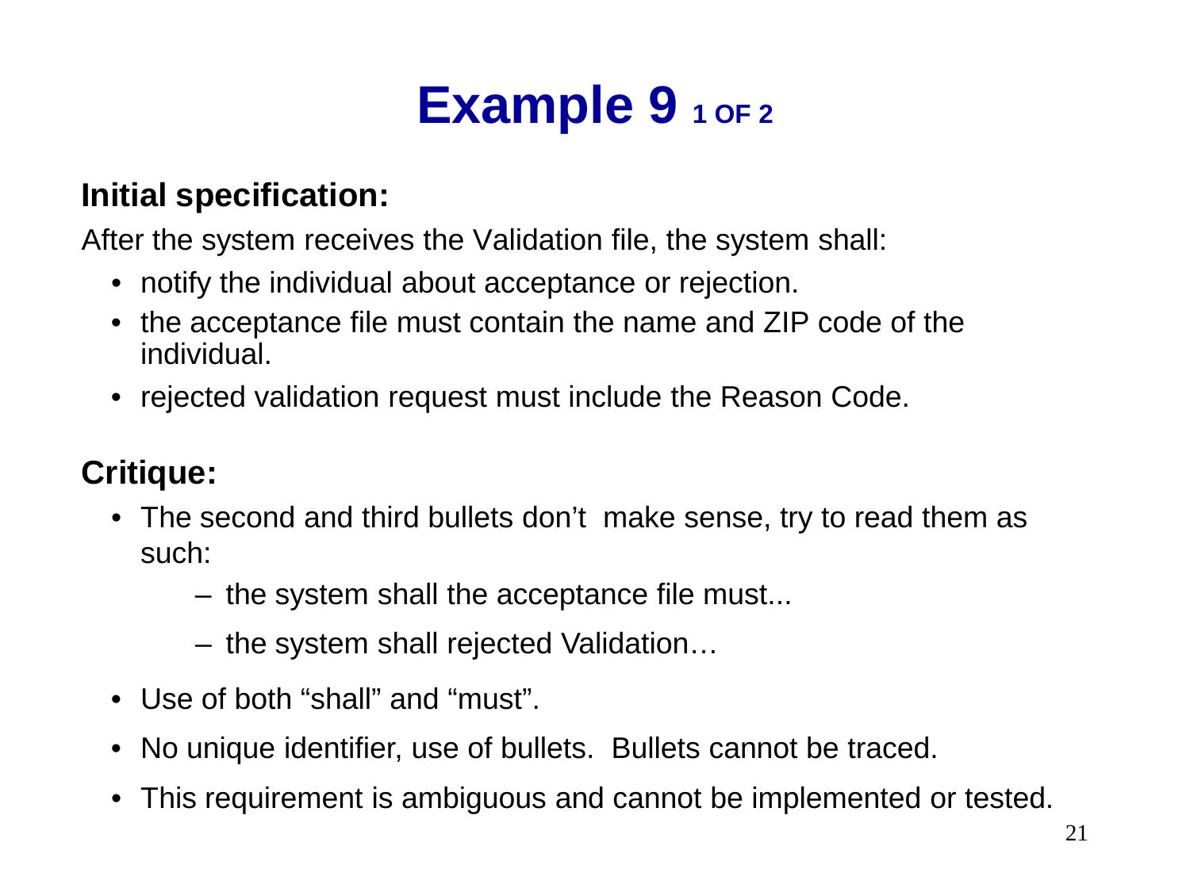# Example 9 1 OF 2

**Initial specification:**

After the system receives the Validation file, the system shall:

- notify the individual about acceptance or rejection.
- the acceptance file must contain the name and ZIP code of the individual.
- rejected validation request must include the Reason Code.

**Critique:**

- The second and third bullets don't  make sense, try to read them as such:
  - the system shall the acceptance file must...
  - the system shall rejected Validation…
- Use of both “shall” and “must”.
- No unique identifier, use of bullets.  Bullets cannot be traced.
- This requirement is ambiguous and cannot be implemented or tested.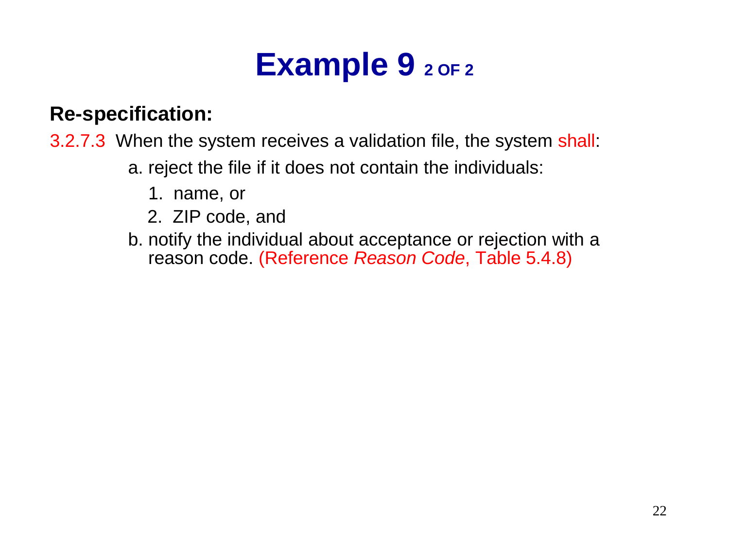# Example 9 2 OF 2

**Re-specification:**

3.2.7.3 When the system receives a validation file, the system shall:

a. reject the file if it does not contain the individuals:

   1. name, or
   2. ZIP code, and

b. notify the individual about acceptance or rejection with a reason code. (Reference *Reason Code*, Table 5.4.8)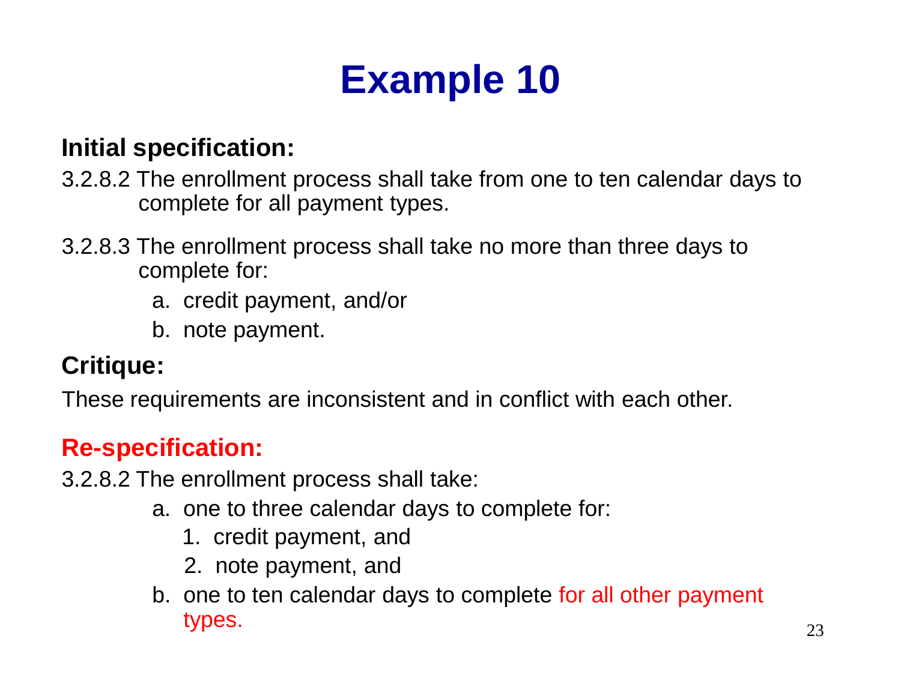# Example 10

**Initial specification:**

3.2.8.2 The enrollment process shall take from one to ten calendar days to complete for all payment types.

3.2.8.3 The enrollment process shall take no more than three days to complete for:

a. credit payment, and/or
b. note payment.

**Critique:**

These requirements are inconsistent and in conflict with each other.

**Re-specification:**

3.2.8.2 The enrollment process shall take:

a. one to three calendar days to complete for:
    1. credit payment, and
    2. note payment, and
b. one to ten calendar days to complete for all other payment types.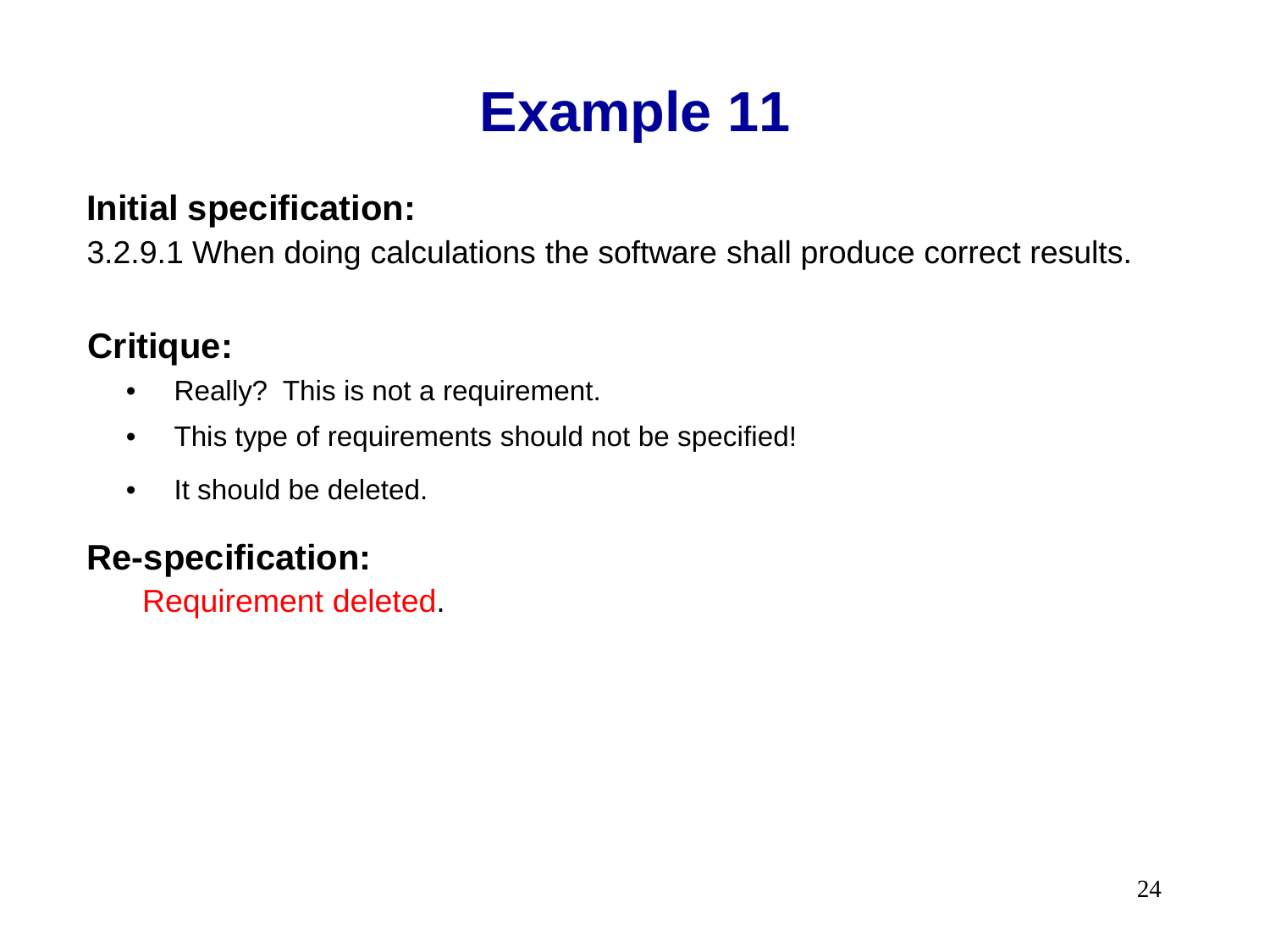# Example 11

**Initial specification:**

3.2.9.1 When doing calculations the software shall produce correct results.

**Critique:**

- Really? This is not a requirement.
- This type of requirements should not be specified!
- It should be deleted.

**Re-specification:**

Requirement deleted.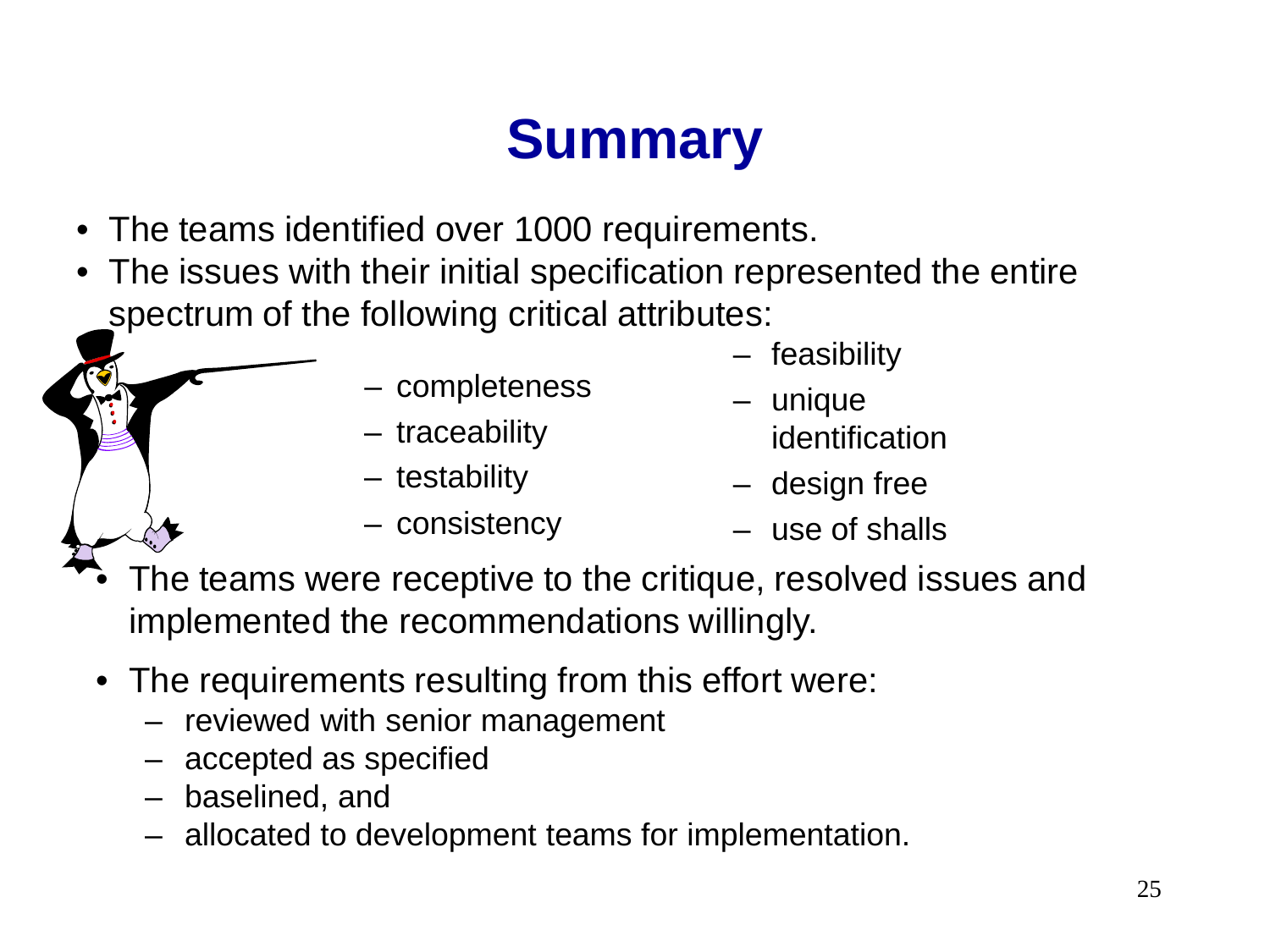# Summary

- The teams identified over 1000 requirements.
- The issues with their initial specification represented the entire spectrum of the following critical attributes:
  - completeness
  - traceability
  - testability
  - consistency
  - feasibility
  - unique identification
  - design free
  - use of shalls
- The teams were receptive to the critique, resolved issues and implemented the recommendations willingly.
- The requirements resulting from this effort were:
  - reviewed with senior management
  - accepted as specified
  - baselined, and
  - allocated to development teams for implementation.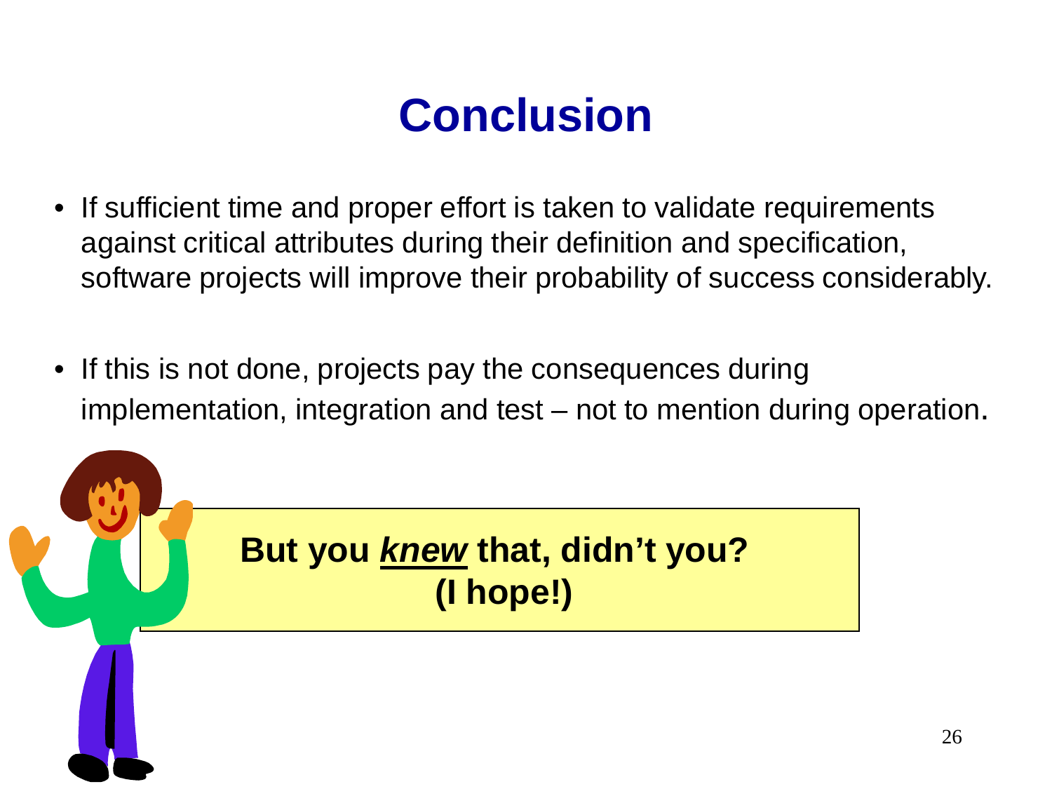# Conclusion

- If sufficient time and proper effort is taken to validate requirements against critical attributes during their definition and specification, software projects will improve their probability of success considerably.

- If this is not done, projects pay the consequences during implementation, integration and test – not to mention during operation.

**But you _*knew*_ that, didn't you?**
**(I hope!)**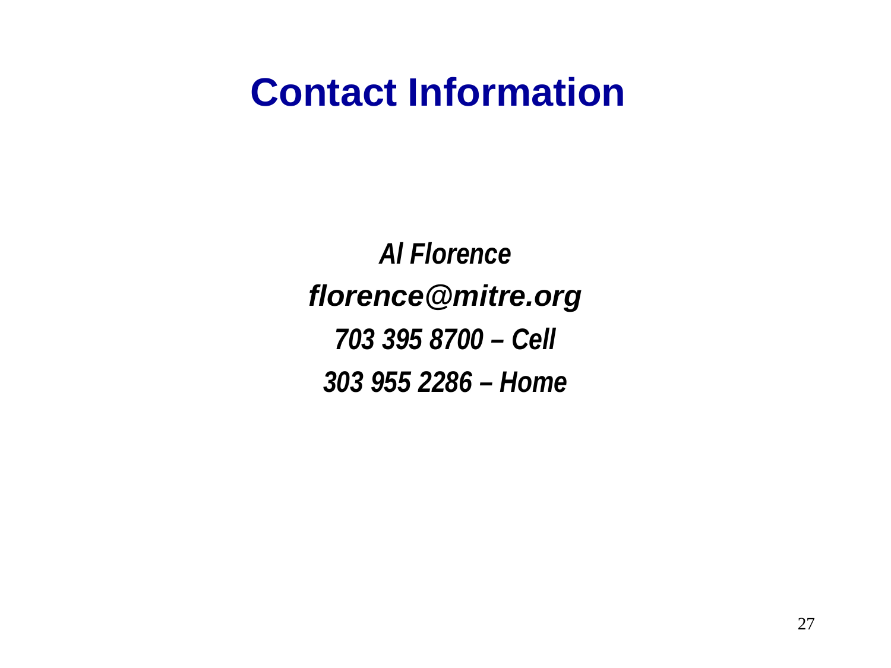# Contact Information

*Al Florence*

*florence@mitre.org*

*703 395 8700 – Cell*

*303 955 2286 – Home*